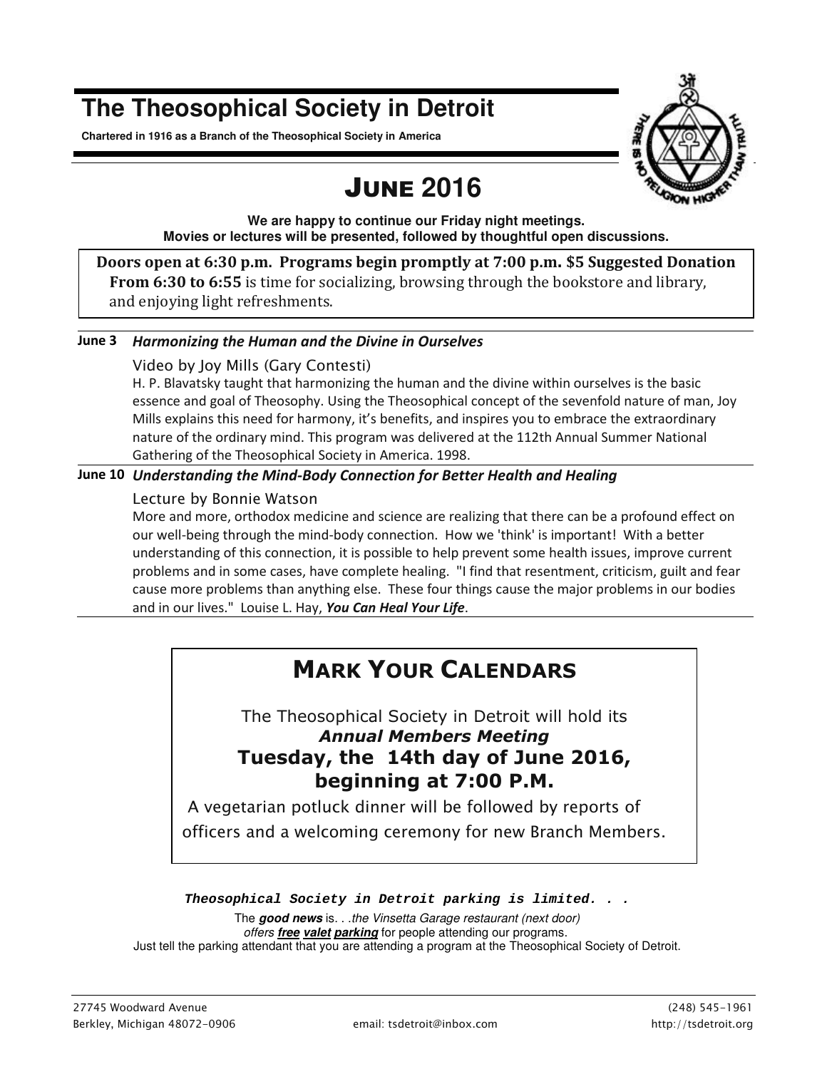# The Theosophical Society in Detroit

**Chartered in 1916 as a Branch of the Theosophical Society in America**

## June 2016

**We are happy to continue our Friday night meetings.**
**Movies or lectures will be presented, followed by thoughtful open discussions.**

**Doors open at 6:30 p.m. Programs begin promptly at 7:00 p.m. $5 Suggested Donation**
**From 6:30 to 6:55** is time for socializing, browsing through the bookstore and library, and enjoying light refreshments.

---

**June 3** ***Harmonizing the Human and the Divine in Ourselves***

Video by Joy Mills (Gary Contesti)

H. P. Blavatsky taught that harmonizing the human and the divine within ourselves is the basic essence and goal of Theosophy. Using the Theosophical concept of the sevenfold nature of man, Joy Mills explains this need for harmony, it's benefits, and inspires you to embrace the extraordinary nature of the ordinary mind. This program was delivered at the 112th Annual Summer National Gathering of the Theosophical Society in America. 1998.

**June 10** ***Understanding the Mind-Body Connection for Better Health and Healing***

Lecture by Bonnie Watson

More and more, orthodox medicine and science are realizing that there can be a profound effect on our well-being through the mind-body connection. How we 'think' is important! With a better understanding of this connection, it is possible to help prevent some health issues, improve current problems and in some cases, have complete healing. "I find that resentment, criticism, guilt and fear cause more problems than anything else. These four things cause the major problems in our bodies and in our lives." Louise L. Hay, ***You Can Heal Your Life***.

---

## Mark Your Calendars

The Theosophical Society in Detroit will hold its
***Annual Members Meeting***
**Tuesday, the 14th day of June 2016, beginning at 7:00 P.M.**

A vegetarian potluck dinner will be followed by reports of officers and a welcoming ceremony for new Branch Members.

***Theosophical Society in Detroit parking is limited. . .***

The ***good news*** is. . .*the Vinsetta Garage restaurant (next door) offers **free valet parking** for people attending our programs.*
Just tell the parking attendant that you are attending a program at the Theosophical Society of Detroit.

---

27745 Woodward Avenue
Berkley, Michigan 48072-0906

email: tsdetroit@inbox.com

(248) 545-1961
http://tsdetroit.org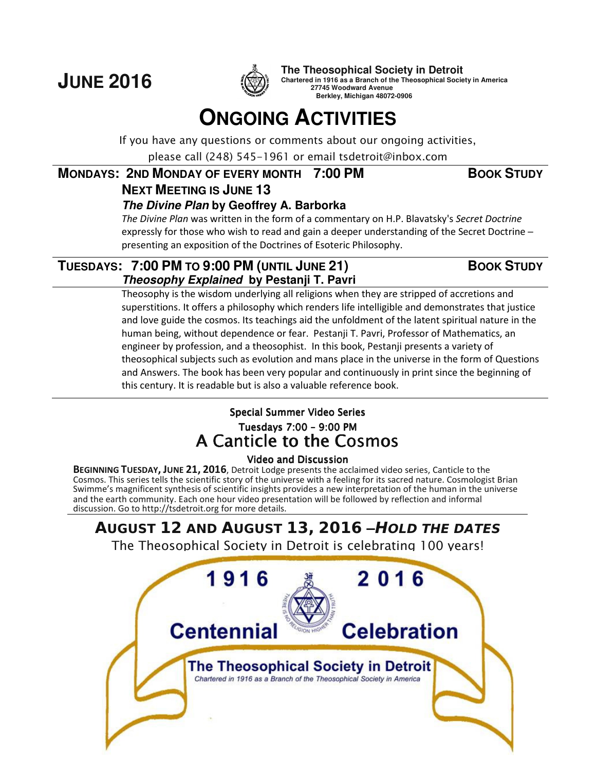**JUNE 2016**

**The Theosophical Society in Detroit**
**Chartered in 1916 as a Branch of the Theosophical Society in America**
**27745 Woodward Avenue**
**Berkley, Michigan 48072-0906**

# ONGOING ACTIVITIES

If you have any questions or comments about our ongoing activities, please call (248) 545-1961 or email tsdetroit@inbox.com

## MONDAYS: 2ND MONDAY OF EVERY MONTH 7:00 PM — BOOK STUDY

**NEXT MEETING IS JUNE 13**

***The Divine Plan* by Geoffrey A. Barborka**

*The Divine Plan* was written in the form of a commentary on H.P. Blavatsky's *Secret Doctrine* expressly for those who wish to read and gain a deeper understanding of the Secret Doctrine – presenting an exposition of the Doctrines of Esoteric Philosophy.

## TUESDAYS: 7:00 PM TO 9:00 PM (UNTIL JUNE 21) — BOOK STUDY

***Theosophy Explained* by Pestanji T. Pavri**

Theosophy is the wisdom underlying all religions when they are stripped of accretions and superstitions. It offers a philosophy which renders life intelligible and demonstrates that justice and love guide the cosmos. Its teachings aid the unfoldment of the latent spiritual nature in the human being, without dependence or fear. Pestanji T. Pavri, Professor of Mathematics, an engineer by profession, and a theosophist. In this book, Pestanji presents a variety of theosophical subjects such as evolution and mans place in the universe in the form of Questions and Answers. The book has been very popular and continuously in print since the beginning of this century. It is readable but is also a valuable reference book.

**Special Summer Video Series**

**Tuesdays 7:00 - 9:00 PM**

## A Canticle to the Cosmos

**Video and Discussion**

**BEGINNING TUESDAY, JUNE 21, 2016**, Detroit Lodge presents the acclaimed video series, Canticle to the Cosmos. This series tells the scientific story of the universe with a feeling for its sacred nature. Cosmologist Brian Swimme's magnificent synthesis of scientific insights provides a new interpretation of the human in the universe and the earth community. Each one hour video presentation will be followed by reflection and informal discussion. Go to http://tsdetroit.org for more details.

## AUGUST 12 AND AUGUST 13, 2016 –*HOLD THE DATES*

The Theosophical Society in Detroit is celebrating 100 years!

1916 2016

Centennial Celebration

The Theosophical Society in Detroit

*Chartered in 1916 as a Branch of the Theosophical Society in America*